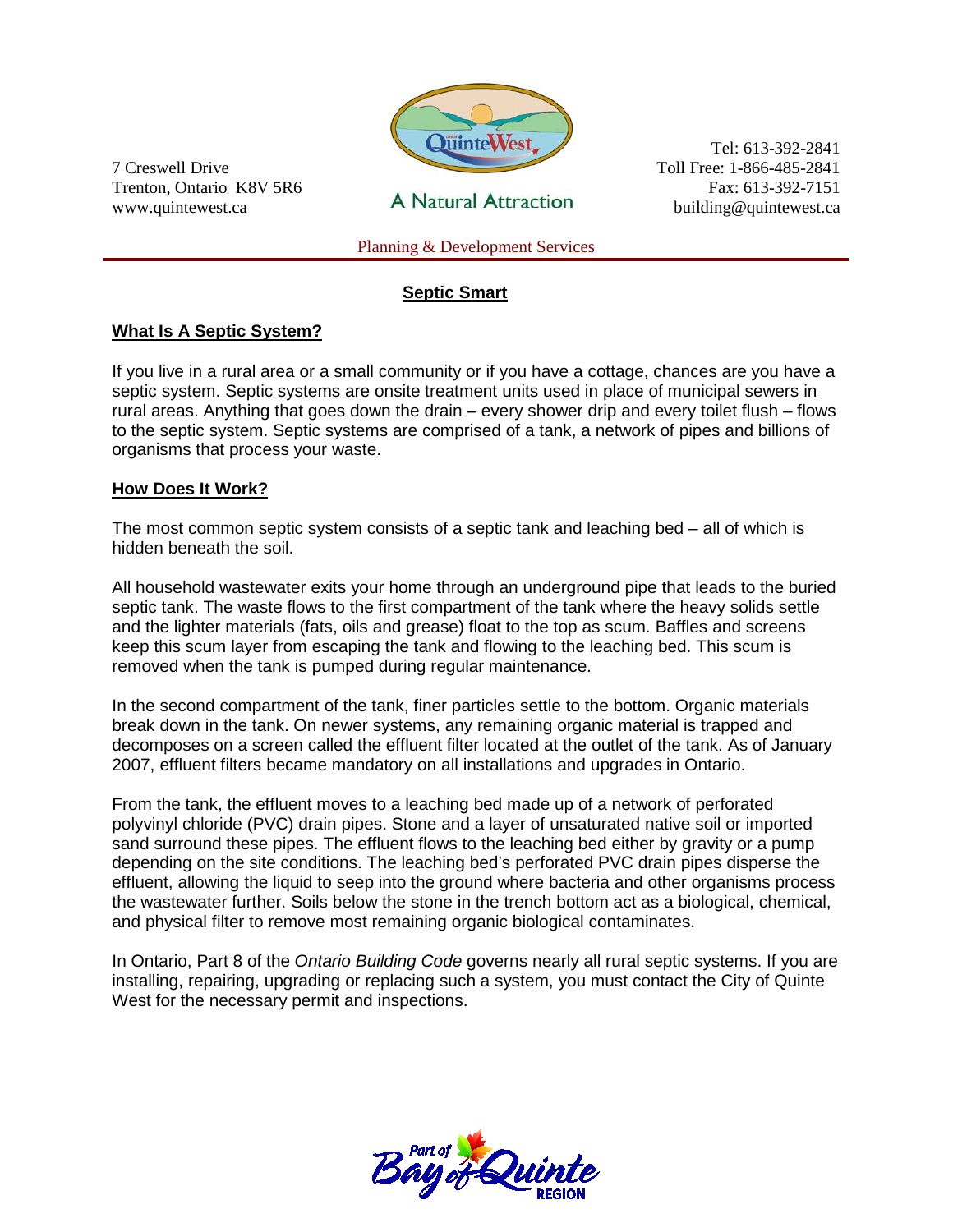7 Creswell Drive
Trenton, Ontario K8V 5R6
www.quintewest.ca

A Natural Attraction

Tel: 613-392-2841
Toll Free: 1-866-485-2841
Fax: 613-392-7151
building@quintewest.ca

Planning & Development Services

# Septic Smart

## What Is A Septic System?

If you live in a rural area or a small community or if you have a cottage, chances are you have a septic system. Septic systems are onsite treatment units used in place of municipal sewers in rural areas. Anything that goes down the drain – every shower drip and every toilet flush – flows to the septic system. Septic systems are comprised of a tank, a network of pipes and billions of organisms that process your waste.

## How Does It Work?

The most common septic system consists of a septic tank and leaching bed – all of which is hidden beneath the soil.

All household wastewater exits your home through an underground pipe that leads to the buried septic tank. The waste flows to the first compartment of the tank where the heavy solids settle and the lighter materials (fats, oils and grease) float to the top as scum. Baffles and screens keep this scum layer from escaping the tank and flowing to the leaching bed. This scum is removed when the tank is pumped during regular maintenance.

In the second compartment of the tank, finer particles settle to the bottom. Organic materials break down in the tank. On newer systems, any remaining organic material is trapped and decomposes on a screen called the effluent filter located at the outlet of the tank. As of January 2007, effluent filters became mandatory on all installations and upgrades in Ontario.

From the tank, the effluent moves to a leaching bed made up of a network of perforated polyvinyl chloride (PVC) drain pipes. Stone and a layer of unsaturated native soil or imported sand surround these pipes. The effluent flows to the leaching bed either by gravity or a pump depending on the site conditions. The leaching bed's perforated PVC drain pipes disperse the effluent, allowing the liquid to seep into the ground where bacteria and other organisms process the wastewater further. Soils below the stone in the trench bottom act as a biological, chemical, and physical filter to remove most remaining organic biological contaminates.

In Ontario, Part 8 of the *Ontario Building Code* governs nearly all rural septic systems. If you are installing, repairing, upgrading or replacing such a system, you must contact the City of Quinte West for the necessary permit and inspections.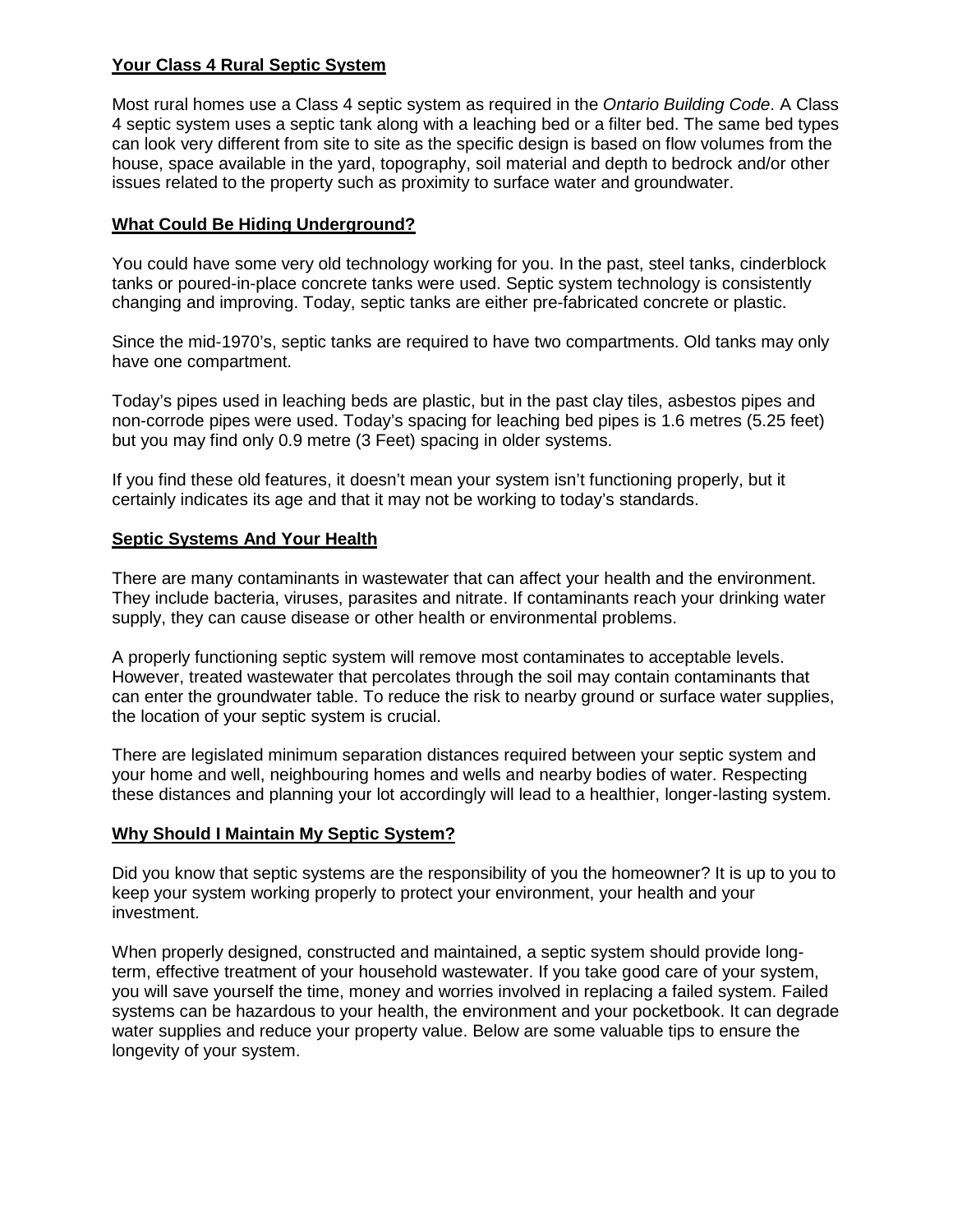## **Your Class 4 Rural Septic System**

Most rural homes use a Class 4 septic system as required in the *Ontario Building Code*. A Class 4 septic system uses a septic tank along with a leaching bed or a filter bed. The same bed types can look very different from site to site as the specific design is based on flow volumes from the house, space available in the yard, topography, soil material and depth to bedrock and/or other issues related to the property such as proximity to surface water and groundwater.

## **What Could Be Hiding Underground?**

You could have some very old technology working for you. In the past, steel tanks, cinderblock tanks or poured-in-place concrete tanks were used. Septic system technology is consistently changing and improving. Today, septic tanks are either pre-fabricated concrete or plastic.

Since the mid-1970's, septic tanks are required to have two compartments. Old tanks may only have one compartment.

Today's pipes used in leaching beds are plastic, but in the past clay tiles, asbestos pipes and non-corrode pipes were used. Today's spacing for leaching bed pipes is 1.6 metres (5.25 feet) but you may find only 0.9 metre (3 Feet) spacing in older systems.

If you find these old features, it doesn't mean your system isn't functioning properly, but it certainly indicates its age and that it may not be working to today's standards.

## **Septic Systems And Your Health**

There are many contaminants in wastewater that can affect your health and the environment. They include bacteria, viruses, parasites and nitrate. If contaminants reach your drinking water supply, they can cause disease or other health or environmental problems.

A properly functioning septic system will remove most contaminates to acceptable levels. However, treated wastewater that percolates through the soil may contain contaminants that can enter the groundwater table. To reduce the risk to nearby ground or surface water supplies, the location of your septic system is crucial.

There are legislated minimum separation distances required between your septic system and your home and well, neighbouring homes and wells and nearby bodies of water. Respecting these distances and planning your lot accordingly will lead to a healthier, longer-lasting system.

## **Why Should I Maintain My Septic System?**

Did you know that septic systems are the responsibility of you the homeowner? It is up to you to keep your system working properly to protect your environment, your health and your investment.

When properly designed, constructed and maintained, a septic system should provide long-term, effective treatment of your household wastewater. If you take good care of your system, you will save yourself the time, money and worries involved in replacing a failed system. Failed systems can be hazardous to your health, the environment and your pocketbook. It can degrade water supplies and reduce your property value. Below are some valuable tips to ensure the longevity of your system.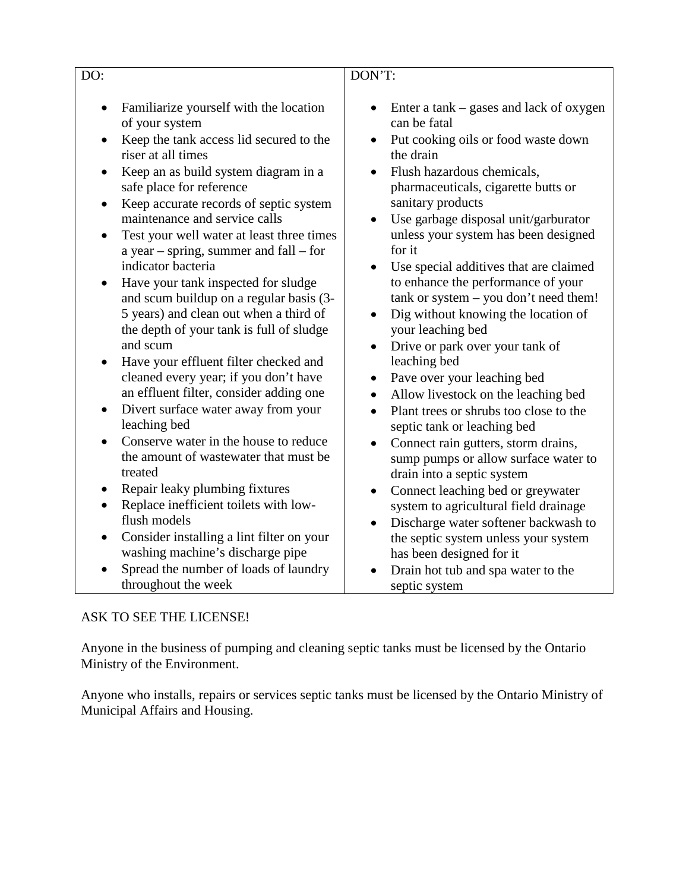| DO: | DON'T: |
|---|---|
| • Familiarize yourself with the location of your system<br>• Keep the tank access lid secured to the riser at all times<br>• Keep an as build system diagram in a safe place for reference<br>• Keep accurate records of septic system maintenance and service calls<br>• Test your well water at least three times a year – spring, summer and fall – for indicator bacteria<br>• Have your tank inspected for sludge and scum buildup on a regular basis (3-5 years) and clean out when a third of the depth of your tank is full of sludge and scum<br>• Have your effluent filter checked and cleaned every year; if you don't have an effluent filter, consider adding one<br>• Divert surface water away from your leaching bed<br>• Conserve water in the house to reduce the amount of wastewater that must be treated<br>• Repair leaky plumbing fixtures<br>• Replace inefficient toilets with low-flush models<br>• Consider installing a lint filter on your washing machine's discharge pipe<br>• Spread the number of loads of laundry throughout the week | • Enter a tank – gases and lack of oxygen can be fatal<br>• Put cooking oils or food waste down the drain<br>• Flush hazardous chemicals, pharmaceuticals, cigarette butts or sanitary products<br>• Use garbage disposal unit/garburator unless your system has been designed for it<br>• Use special additives that are claimed to enhance the performance of your tank or system – you don't need them!<br>• Dig without knowing the location of your leaching bed<br>• Drive or park over your tank of leaching bed<br>• Pave over your leaching bed<br>• Allow livestock on the leaching bed<br>• Plant trees or shrubs too close to the septic tank or leaching bed<br>• Connect rain gutters, storm drains, sump pumps or allow surface water to drain into a septic system<br>• Connect leaching bed or greywater system to agricultural field drainage<br>• Discharge water softener backwash to the septic system unless your system has been designed for it<br>• Drain hot tub and spa water to the septic system |

ASK TO SEE THE LICENSE!

Anyone in the business of pumping and cleaning septic tanks must be licensed by the Ontario Ministry of the Environment.

Anyone who installs, repairs or services septic tanks must be licensed by the Ontario Ministry of Municipal Affairs and Housing.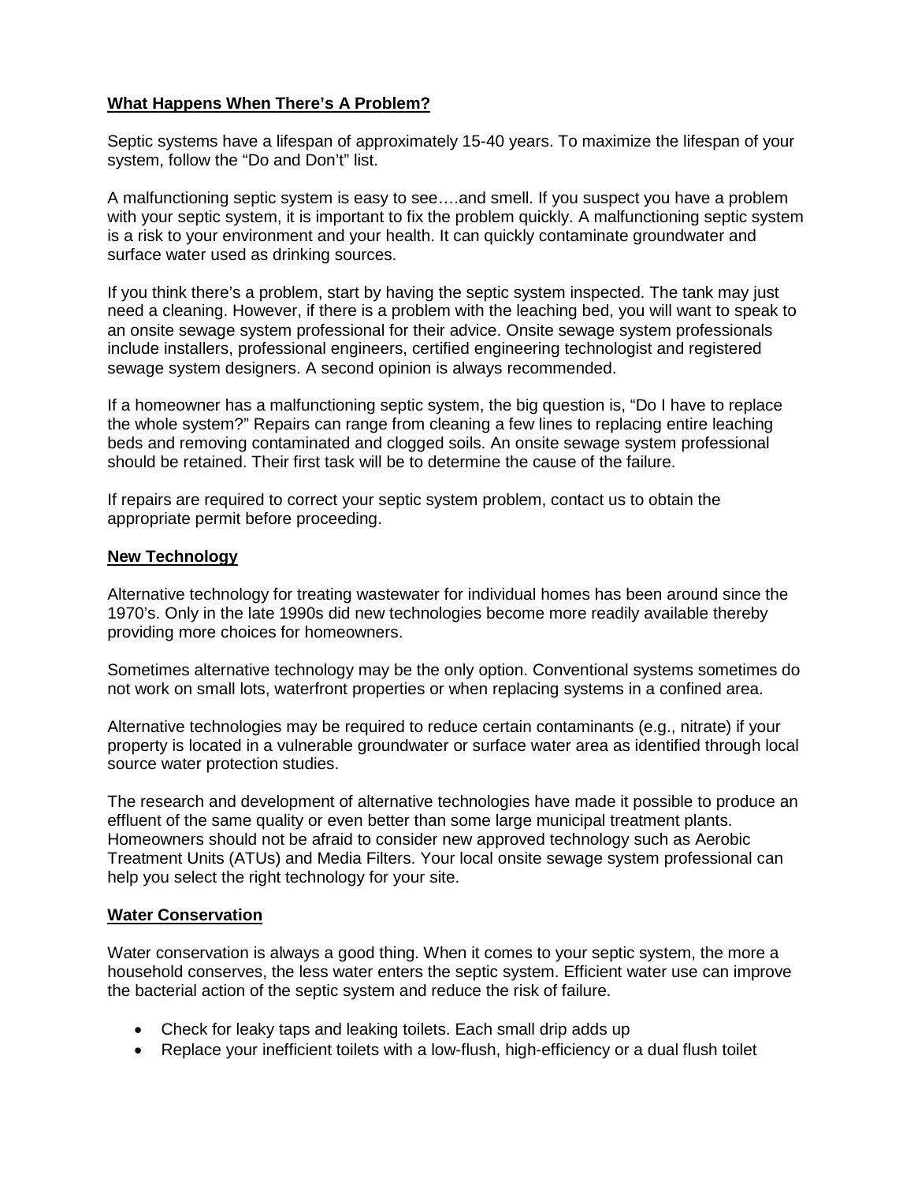## What Happens When There's A Problem?

Septic systems have a lifespan of approximately 15-40 years. To maximize the lifespan of your system, follow the "Do and Don't" list.

A malfunctioning septic system is easy to see….and smell. If you suspect you have a problem with your septic system, it is important to fix the problem quickly. A malfunctioning septic system is a risk to your environment and your health. It can quickly contaminate groundwater and surface water used as drinking sources.

If you think there's a problem, start by having the septic system inspected. The tank may just need a cleaning. However, if there is a problem with the leaching bed, you will want to speak to an onsite sewage system professional for their advice. Onsite sewage system professionals include installers, professional engineers, certified engineering technologist and registered sewage system designers. A second opinion is always recommended.

If a homeowner has a malfunctioning septic system, the big question is, "Do I have to replace the whole system?" Repairs can range from cleaning a few lines to replacing entire leaching beds and removing contaminated and clogged soils. An onsite sewage system professional should be retained. Their first task will be to determine the cause of the failure.

If repairs are required to correct your septic system problem, contact us to obtain the appropriate permit before proceeding.

## New Technology

Alternative technology for treating wastewater for individual homes has been around since the 1970's. Only in the late 1990s did new technologies become more readily available thereby providing more choices for homeowners.

Sometimes alternative technology may be the only option. Conventional systems sometimes do not work on small lots, waterfront properties or when replacing systems in a confined area.

Alternative technologies may be required to reduce certain contaminants (e.g., nitrate) if your property is located in a vulnerable groundwater or surface water area as identified through local source water protection studies.

The research and development of alternative technologies have made it possible to produce an effluent of the same quality or even better than some large municipal treatment plants. Homeowners should not be afraid to consider new approved technology such as Aerobic Treatment Units (ATUs) and Media Filters. Your local onsite sewage system professional can help you select the right technology for your site.

## Water Conservation

Water conservation is always a good thing. When it comes to your septic system, the more a household conserves, the less water enters the septic system. Efficient water use can improve the bacterial action of the septic system and reduce the risk of failure.

- Check for leaky taps and leaking toilets. Each small drip adds up
- Replace your inefficient toilets with a low-flush, high-efficiency or a dual flush toilet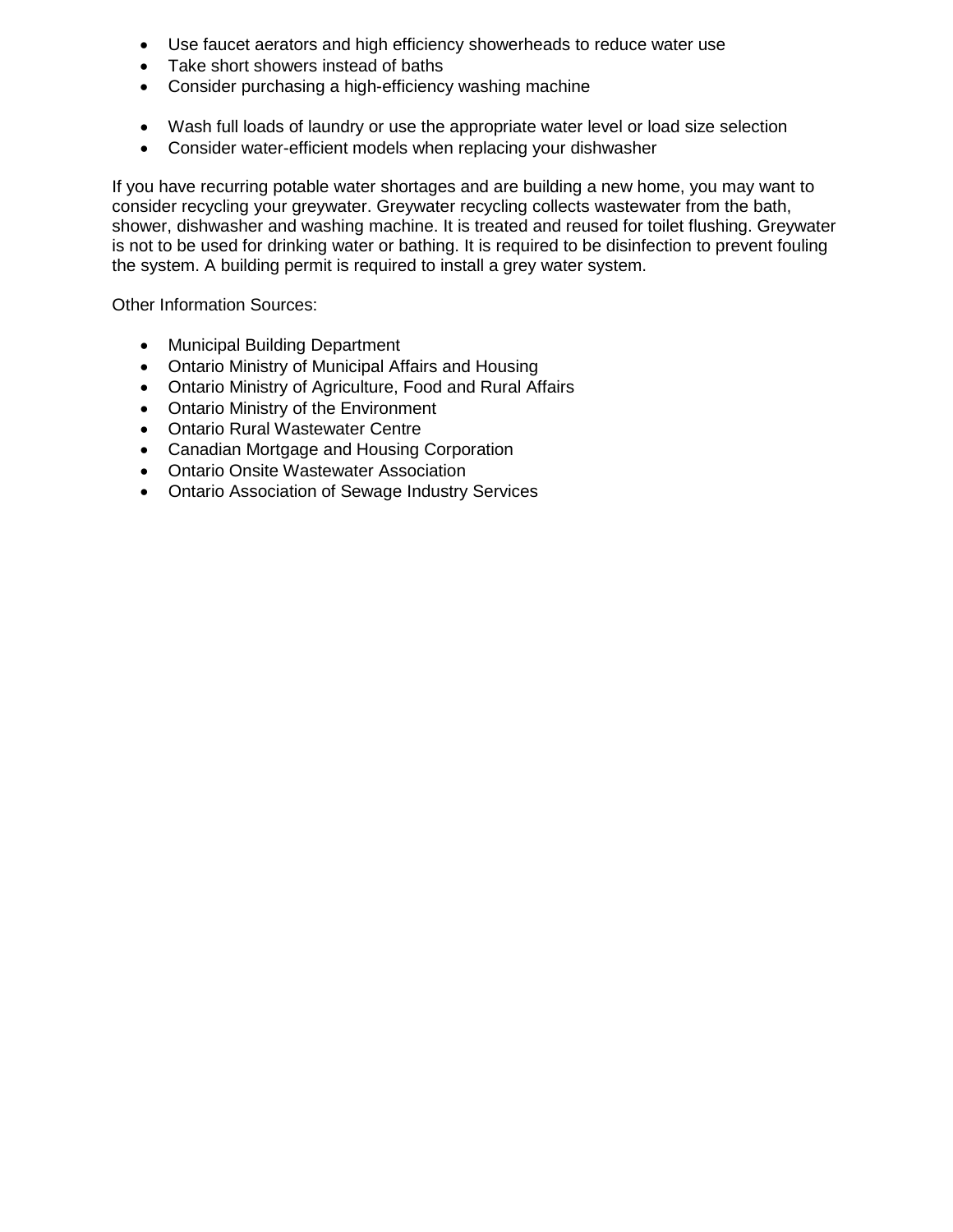- Use faucet aerators and high efficiency showerheads to reduce water use
- Take short showers instead of baths
- Consider purchasing a high-efficiency washing machine

- Wash full loads of laundry or use the appropriate water level or load size selection
- Consider water-efficient models when replacing your dishwasher

If you have recurring potable water shortages and are building a new home, you may want to consider recycling your greywater. Greywater recycling collects wastewater from the bath, shower, dishwasher and washing machine. It is treated and reused for toilet flushing. Greywater is not to be used for drinking water or bathing. It is required to be disinfection to prevent fouling the system. A building permit is required to install a grey water system.

Other Information Sources:

- Municipal Building Department
- Ontario Ministry of Municipal Affairs and Housing
- Ontario Ministry of Agriculture, Food and Rural Affairs
- Ontario Ministry of the Environment
- Ontario Rural Wastewater Centre
- Canadian Mortgage and Housing Corporation
- Ontario Onsite Wastewater Association
- Ontario Association of Sewage Industry Services